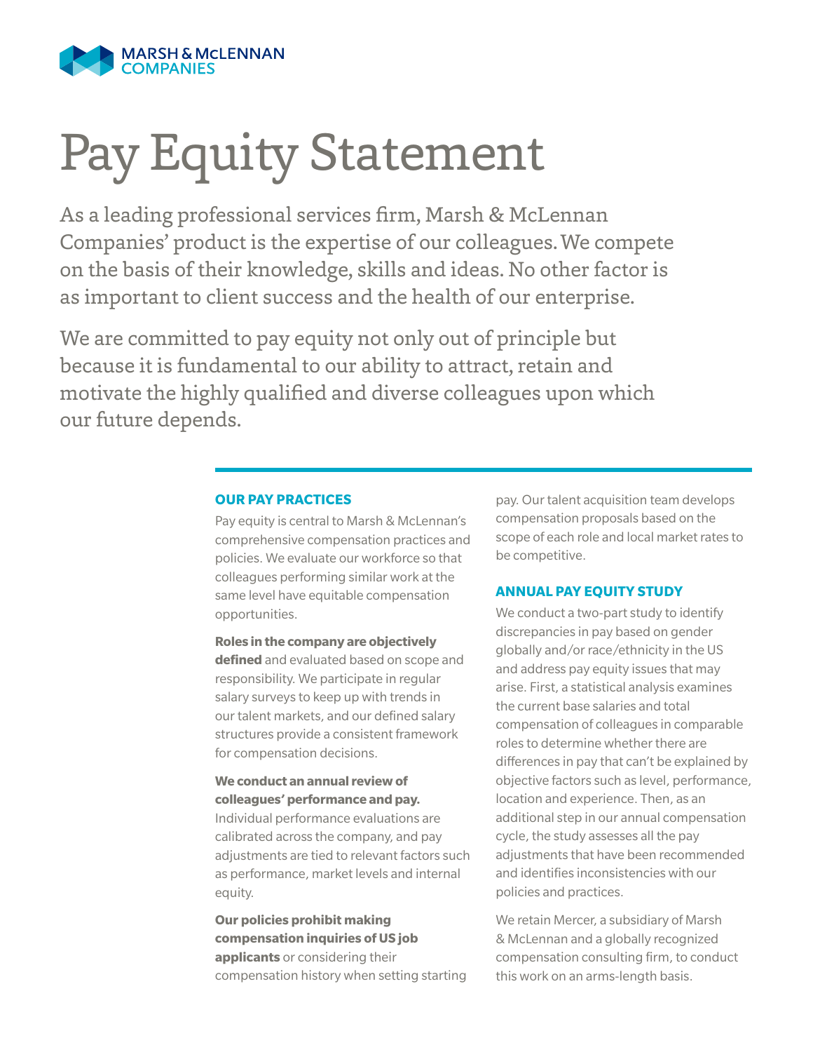MARSH & McLENNAN COMPANIES

# Pay Equity Statement

As a leading professional services firm, Marsh & McLennan Companies' product is the expertise of our colleagues. We compete on the basis of their knowledge, skills and ideas. No other factor is as important to client success and the health of our enterprise.

We are committed to pay equity not only out of principle but because it is fundamental to our ability to attract, retain and motivate the highly qualified and diverse colleagues upon which our future depends.

## OUR PAY PRACTICES

Pay equity is central to Marsh & McLennan's comprehensive compensation practices and policies. We evaluate our workforce so that colleagues performing similar work at the same level have equitable compensation opportunities.

**Roles in the company are objectively defined** and evaluated based on scope and responsibility. We participate in regular salary surveys to keep up with trends in our talent markets, and our defined salary structures provide a consistent framework for compensation decisions.

**We conduct an annual review of colleagues' performance and pay.** Individual performance evaluations are calibrated across the company, and pay adjustments are tied to relevant factors such as performance, market levels and internal equity.

**Our policies prohibit making compensation inquiries of US job applicants** or considering their compensation history when setting starting pay. Our talent acquisition team develops compensation proposals based on the scope of each role and local market rates to be competitive.

## ANNUAL PAY EQUITY STUDY

We conduct a two-part study to identify discrepancies in pay based on gender globally and/or race/ethnicity in the US and address pay equity issues that may arise. First, a statistical analysis examines the current base salaries and total compensation of colleagues in comparable roles to determine whether there are differences in pay that can't be explained by objective factors such as level, performance, location and experience. Then, as an additional step in our annual compensation cycle, the study assesses all the pay adjustments that have been recommended and identifies inconsistencies with our policies and practices.

We retain Mercer, a subsidiary of Marsh & McLennan and a globally recognized compensation consulting firm, to conduct this work on an arms-length basis.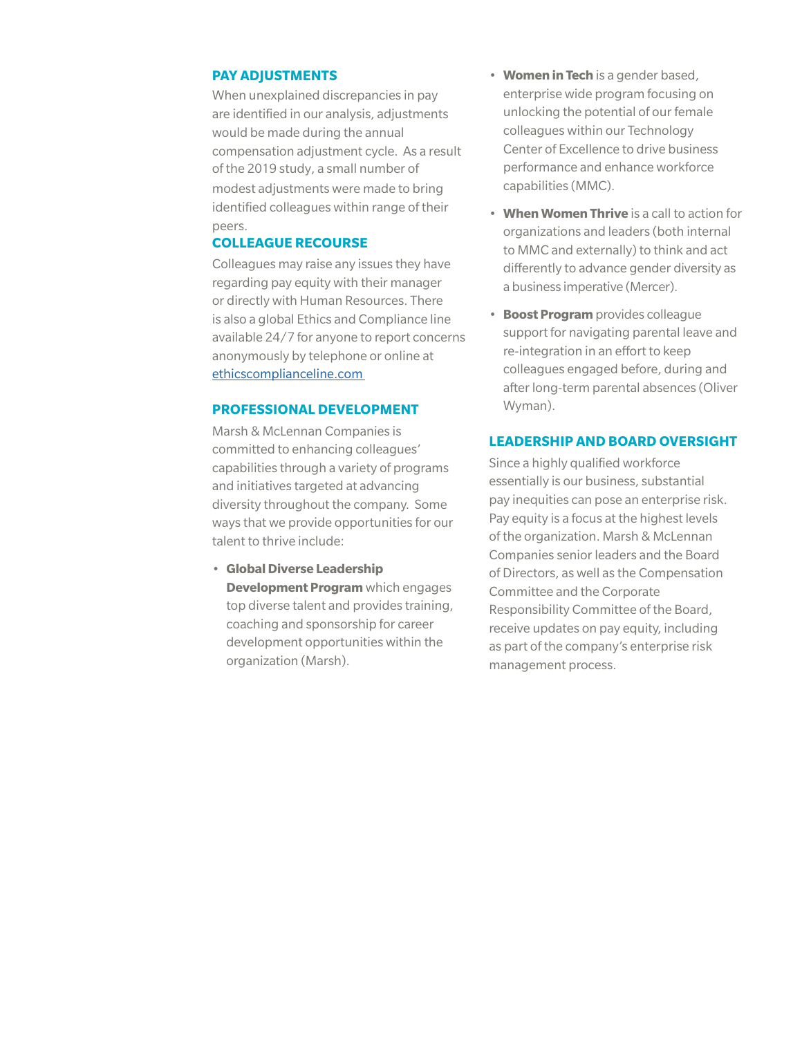## PAY ADJUSTMENTS

When unexplained discrepancies in pay are identified in our analysis, adjustments would be made during the annual compensation adjustment cycle. As a result of the 2019 study, a small number of modest adjustments were made to bring identified colleagues within range of their peers.

## COLLEAGUE RECOURSE

Colleagues may raise any issues they have regarding pay equity with their manager or directly with Human Resources. There is also a global Ethics and Compliance line available 24/7 for anyone to report concerns anonymously by telephone or online at ethicscomplianceline.com

## PROFESSIONAL DEVELOPMENT

Marsh & McLennan Companies is committed to enhancing colleagues' capabilities through a variety of programs and initiatives targeted at advancing diversity throughout the company. Some ways that we provide opportunities for our talent to thrive include:

- **Global Diverse Leadership Development Program** which engages top diverse talent and provides training, coaching and sponsorship for career development opportunities within the organization (Marsh).
- **Women in Tech** is a gender based, enterprise wide program focusing on unlocking the potential of our female colleagues within our Technology Center of Excellence to drive business performance and enhance workforce capabilities (MMC).
- **When Women Thrive** is a call to action for organizations and leaders (both internal to MMC and externally) to think and act differently to advance gender diversity as a business imperative (Mercer).
- **Boost Program** provides colleague support for navigating parental leave and re-integration in an effort to keep colleagues engaged before, during and after long-term parental absences (Oliver Wyman).

## LEADERSHIP AND BOARD OVERSIGHT

Since a highly qualified workforce essentially is our business, substantial pay inequities can pose an enterprise risk. Pay equity is a focus at the highest levels of the organization. Marsh & McLennan Companies senior leaders and the Board of Directors, as well as the Compensation Committee and the Corporate Responsibility Committee of the Board, receive updates on pay equity, including as part of the company's enterprise risk management process.